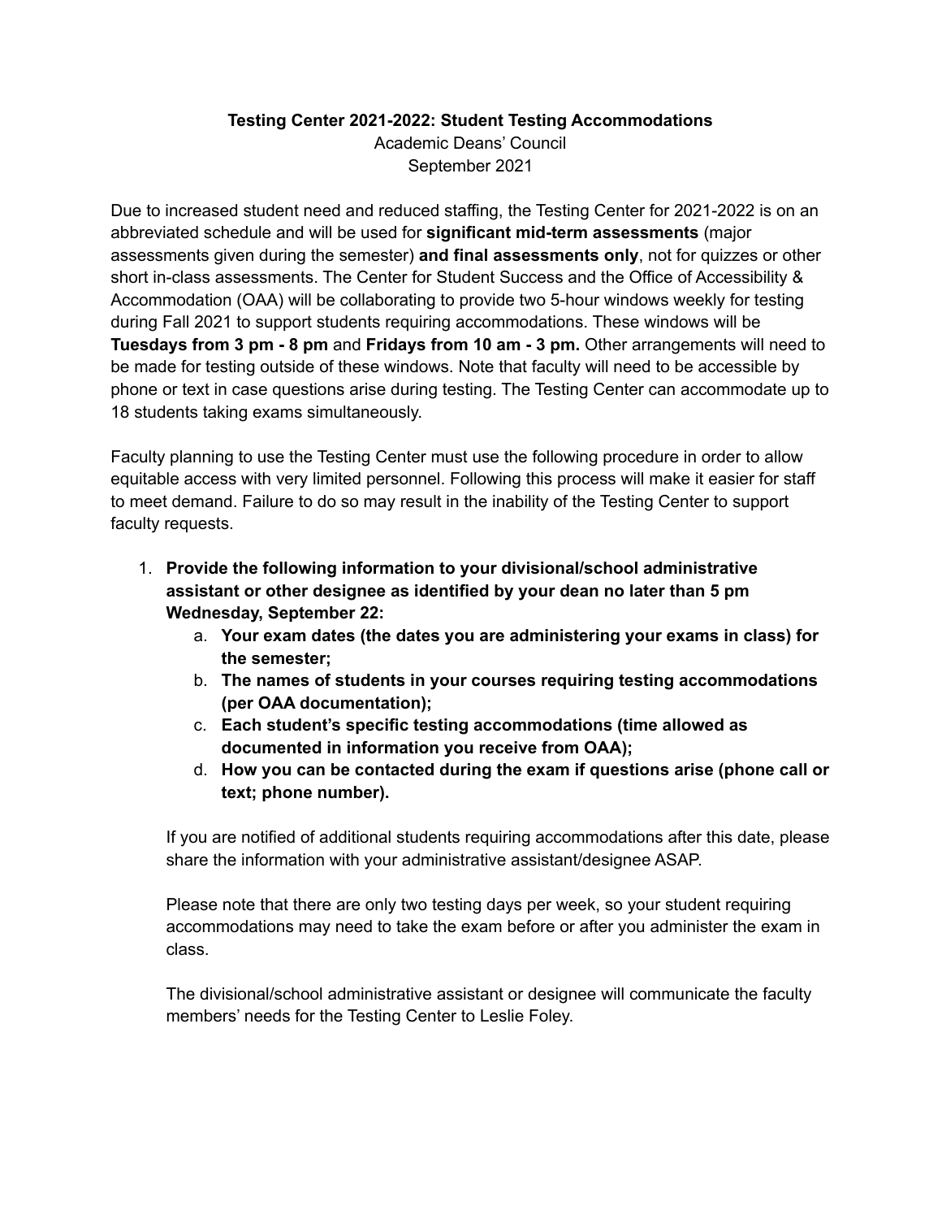**Testing Center 2021-2022: Student Testing Accommodations**

Academic Deans' Council

September 2021

Due to increased student need and reduced staffing, the Testing Center for 2021-2022 is on an abbreviated schedule and will be used for **significant mid-term assessments** (major assessments given during the semester) **and final assessments only**, not for quizzes or other short in-class assessments. The Center for Student Success and the Office of Accessibility & Accommodation (OAA) will be collaborating to provide two 5-hour windows weekly for testing during Fall 2021 to support students requiring accommodations. These windows will be **Tuesdays from 3 pm - 8 pm** and **Fridays from 10 am - 3 pm.** Other arrangements will need to be made for testing outside of these windows. Note that faculty will need to be accessible by phone or text in case questions arise during testing. The Testing Center can accommodate up to 18 students taking exams simultaneously.

Faculty planning to use the Testing Center must use the following procedure in order to allow equitable access with very limited personnel. Following this process will make it easier for staff to meet demand. Failure to do so may result in the inability of the Testing Center to support faculty requests.

1. **Provide the following information to your divisional/school administrative assistant or other designee as identified by your dean no later than 5 pm Wednesday, September 22:**
    a. **Your exam dates (the dates you are administering your exams in class) for the semester;**
    b. **The names of students in your courses requiring testing accommodations (per OAA documentation);**
    c. **Each student's specific testing accommodations (time allowed as documented in information you receive from OAA);**
    d. **How you can be contacted during the exam if questions arise (phone call or text; phone number).**

    If you are notified of additional students requiring accommodations after this date, please share the information with your administrative assistant/designee ASAP.

    Please note that there are only two testing days per week, so your student requiring accommodations may need to take the exam before or after you administer the exam in class.

    The divisional/school administrative assistant or designee will communicate the faculty members' needs for the Testing Center to Leslie Foley.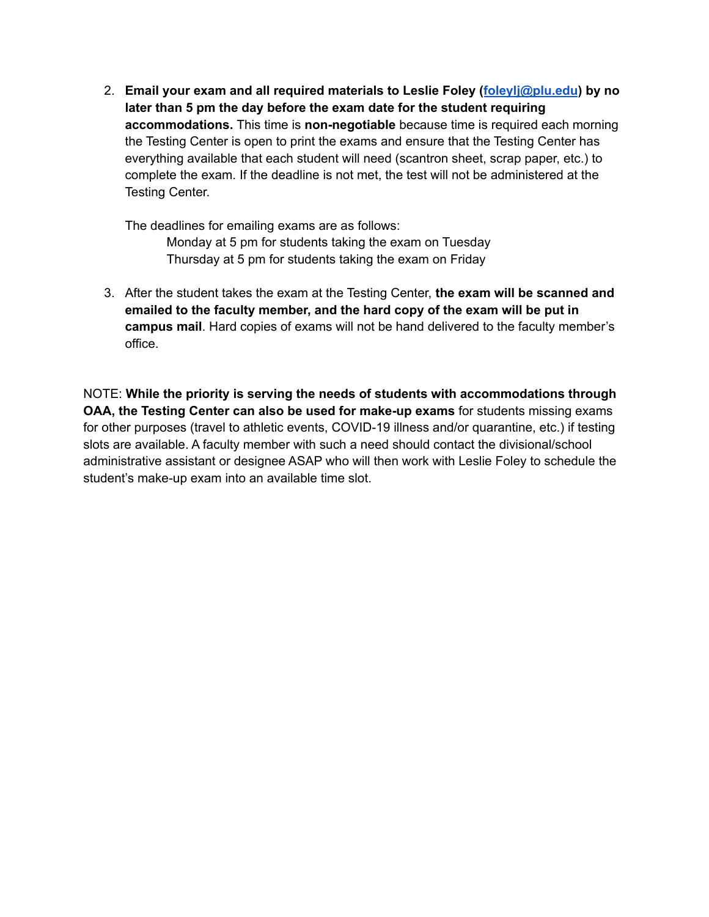2. **Email your exam and all required materials to Leslie Foley ([foleylj@plu.edu](mailto:foleylj@plu.edu)) by no later than 5 pm the day before the exam date for the student requiring accommodations.** This time is **non-negotiable** because time is required each morning the Testing Center is open to print the exams and ensure that the Testing Center has everything available that each student will need (scantron sheet, scrap paper, etc.) to complete the exam. If the deadline is not met, the test will not be administered at the Testing Center.

   The deadlines for emailing exams are as follows:

   Monday at 5 pm for students taking the exam on Tuesday
   Thursday at 5 pm for students taking the exam on Friday

3. After the student takes the exam at the Testing Center, **the exam will be scanned and emailed to the faculty member, and the hard copy of the exam will be put in campus mail**. Hard copies of exams will not be hand delivered to the faculty member's office.

NOTE: **While the priority is serving the needs of students with accommodations through OAA, the Testing Center can also be used for make-up exams** for students missing exams for other purposes (travel to athletic events, COVID-19 illness and/or quarantine, etc.) if testing slots are available. A faculty member with such a need should contact the divisional/school administrative assistant or designee ASAP who will then work with Leslie Foley to schedule the student's make-up exam into an available time slot.